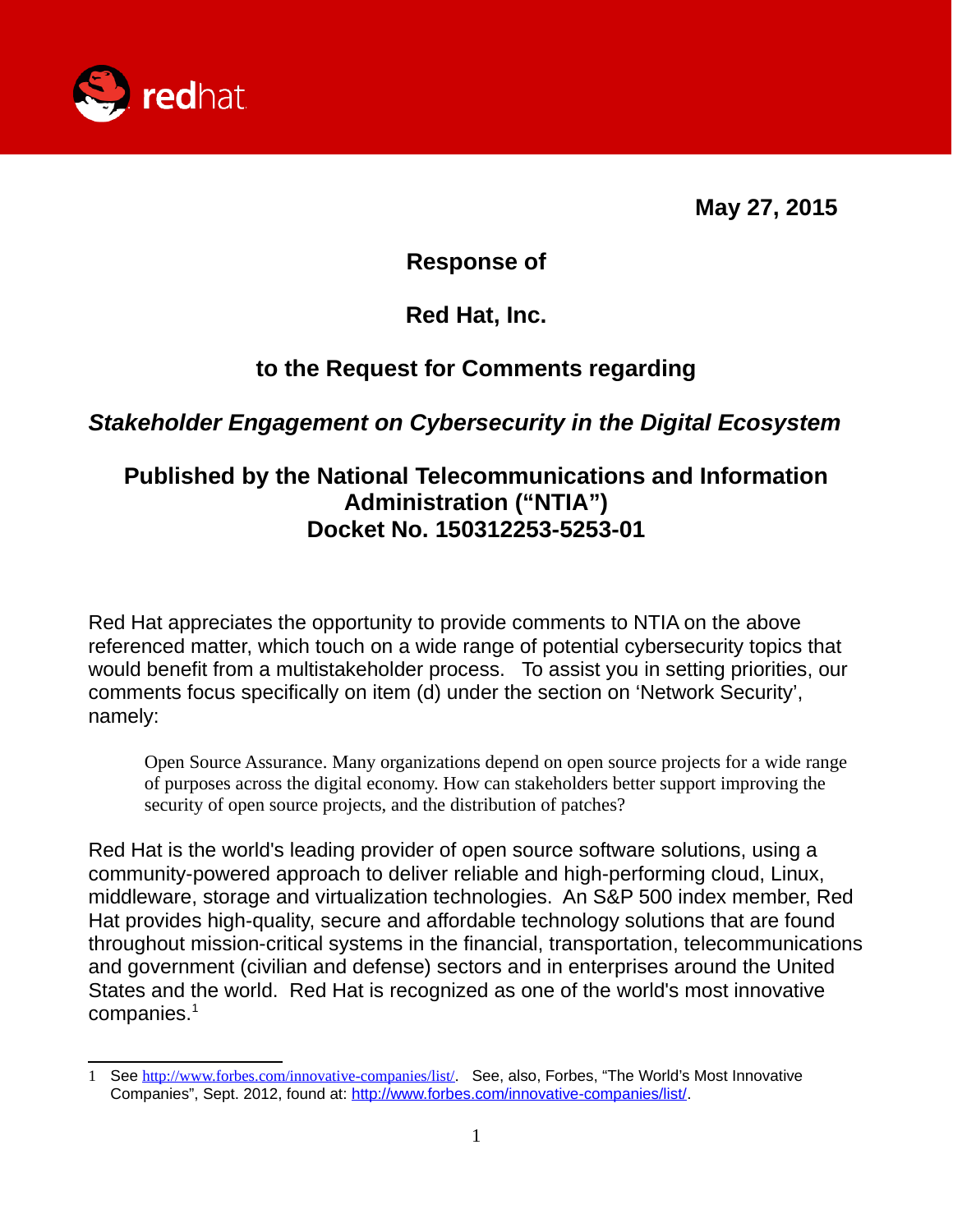May 27, 2015

# Response of

# Red Hat, Inc.

# to the Request for Comments regarding

## *Stakeholder Engagement on Cybersecurity in the Digital Ecosystem*

## Published by the National Telecommunications and Information Administration ("NTIA") Docket No. 150312253-5253-01

Red Hat appreciates the opportunity to provide comments to NTIA on the above referenced matter, which touch on a wide range of potential cybersecurity topics that would benefit from a multistakeholder process. To assist you in setting priorities, our comments focus specifically on item (d) under the section on 'Network Security', namely:

> Open Source Assurance. Many organizations depend on open source projects for a wide range of purposes across the digital economy. How can stakeholders better support improving the security of open source projects, and the distribution of patches?

Red Hat is the world's leading provider of open source software solutions, using a community-powered approach to deliver reliable and high-performing cloud, Linux, middleware, storage and virtualization technologies. An S&P 500 index member, Red Hat provides high-quality, secure and affordable technology solutions that are found throughout mission-critical systems in the financial, transportation, telecommunications and government (civilian and defense) sectors and in enterprises around the United States and the world. Red Hat is recognized as one of the world's most innovative companies.[1]

---

1 See http://www.forbes.com/innovative-companies/list/. See, also, Forbes, "The World's Most Innovative Companies", Sept. 2012, found at: http://www.forbes.com/innovative-companies/list/.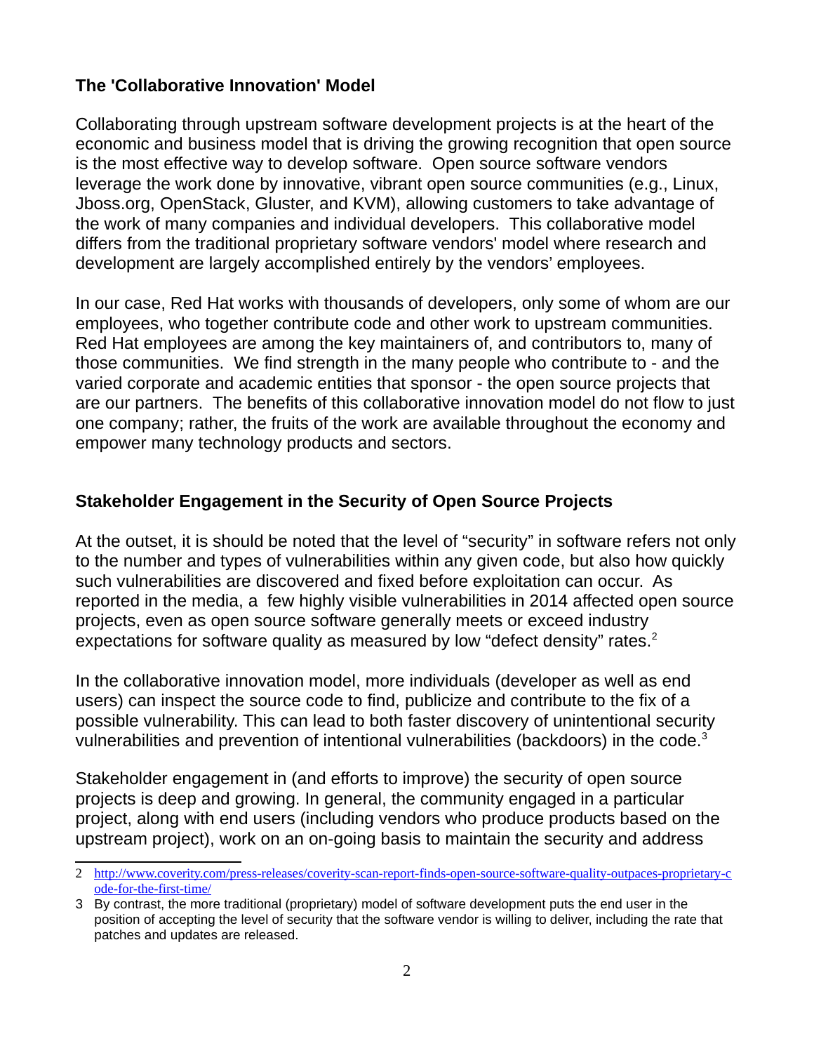## The 'Collaborative Innovation' Model

Collaborating through upstream software development projects is at the heart of the economic and business model that is driving the growing recognition that open source is the most effective way to develop software. Open source software vendors leverage the work done by innovative, vibrant open source communities (e.g., Linux, Jboss.org, OpenStack, Gluster, and KVM), allowing customers to take advantage of the work of many companies and individual developers. This collaborative model differs from the traditional proprietary software vendors' model where research and development are largely accomplished entirely by the vendors' employees.

In our case, Red Hat works with thousands of developers, only some of whom are our employees, who together contribute code and other work to upstream communities. Red Hat employees are among the key maintainers of, and contributors to, many of those communities. We find strength in the many people who contribute to - and the varied corporate and academic entities that sponsor - the open source projects that are our partners. The benefits of this collaborative innovation model do not flow to just one company; rather, the fruits of the work are available throughout the economy and empower many technology products and sectors.

## Stakeholder Engagement in the Security of Open Source Projects

At the outset, it is should be noted that the level of "security" in software refers not only to the number and types of vulnerabilities within any given code, but also how quickly such vulnerabilities are discovered and fixed before exploitation can occur. As reported in the media, a few highly visible vulnerabilities in 2014 affected open source projects, even as open source software generally meets or exceed industry expectations for software quality as measured by low "defect density" rates.[2]

In the collaborative innovation model, more individuals (developer as well as end users) can inspect the source code to find, publicize and contribute to the fix of a possible vulnerability. This can lead to both faster discovery of unintentional security vulnerabilities and prevention of intentional vulnerabilities (backdoors) in the code.[3]

Stakeholder engagement in (and efforts to improve) the security of open source projects is deep and growing. In general, the community engaged in a particular project, along with end users (including vendors who produce products based on the upstream project), work on an on-going basis to maintain the security and address

---

2 http://www.coverity.com/press-releases/coverity-scan-report-finds-open-source-software-quality-outpaces-proprietary-code-for-the-first-time/

3 By contrast, the more traditional (proprietary) model of software development puts the end user in the position of accepting the level of security that the software vendor is willing to deliver, including the rate that patches and updates are released.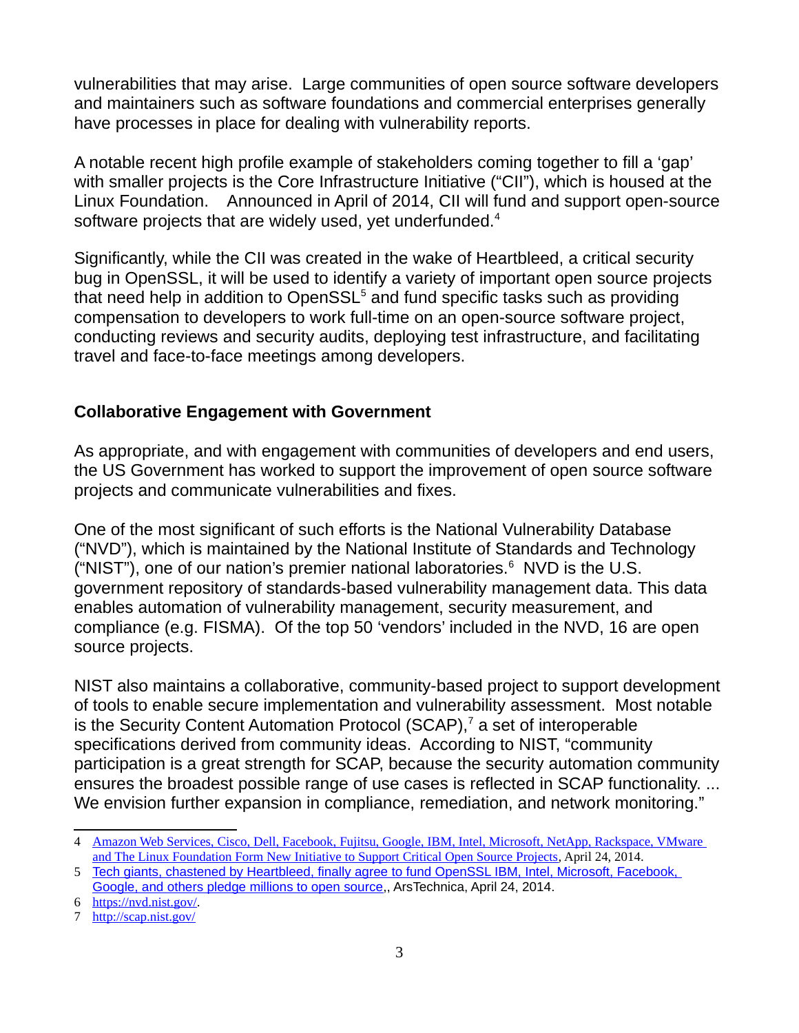vulnerabilities that may arise. Large communities of open source software developers and maintainers such as software foundations and commercial enterprises generally have processes in place for dealing with vulnerability reports.

A notable recent high profile example of stakeholders coming together to fill a 'gap' with smaller projects is the Core Infrastructure Initiative ("CII"), which is housed at the Linux Foundation. Announced in April of 2014, CII will fund and support open-source software projects that are widely used, yet underfunded.[4]

Significantly, while the CII was created in the wake of Heartbleed, a critical security bug in OpenSSL, it will be used to identify a variety of important open source projects that need help in addition to OpenSSL[5] and fund specific tasks such as providing compensation to developers to work full-time on an open-source software project, conducting reviews and security audits, deploying test infrastructure, and facilitating travel and face-to-face meetings among developers.

**Collaborative Engagement with Government**

As appropriate, and with engagement with communities of developers and end users, the US Government has worked to support the improvement of open source software projects and communicate vulnerabilities and fixes.

One of the most significant of such efforts is the National Vulnerability Database ("NVD"), which is maintained by the National Institute of Standards and Technology ("NIST"), one of our nation's premier national laboratories.[6] NVD is the U.S. government repository of standards-based vulnerability management data. This data enables automation of vulnerability management, security measurement, and compliance (e.g. FISMA). Of the top 50 'vendors' included in the NVD, 16 are open source projects.

NIST also maintains a collaborative, community-based project to support development of tools to enable secure implementation and vulnerability assessment. Most notable is the Security Content Automation Protocol (SCAP),[7] a set of interoperable specifications derived from community ideas. According to NIST, "community participation is a great strength for SCAP, because the security automation community ensures the broadest possible range of use cases is reflected in SCAP functionality. ... We envision further expansion in compliance, remediation, and network monitoring."

---

4 Amazon Web Services, Cisco, Dell, Facebook, Fujitsu, Google, IBM, Intel, Microsoft, NetApp, Rackspace, VMware and The Linux Foundation Form New Initiative to Support Critical Open Source Projects, April 24, 2014.

5 Tech giants, chastened by Heartbleed, finally agree to fund OpenSSL IBM, Intel, Microsoft, Facebook, Google, and others pledge millions to open source,, ArsTechnica, April 24, 2014.

6 https://nvd.nist.gov/.

7 http://scap.nist.gov/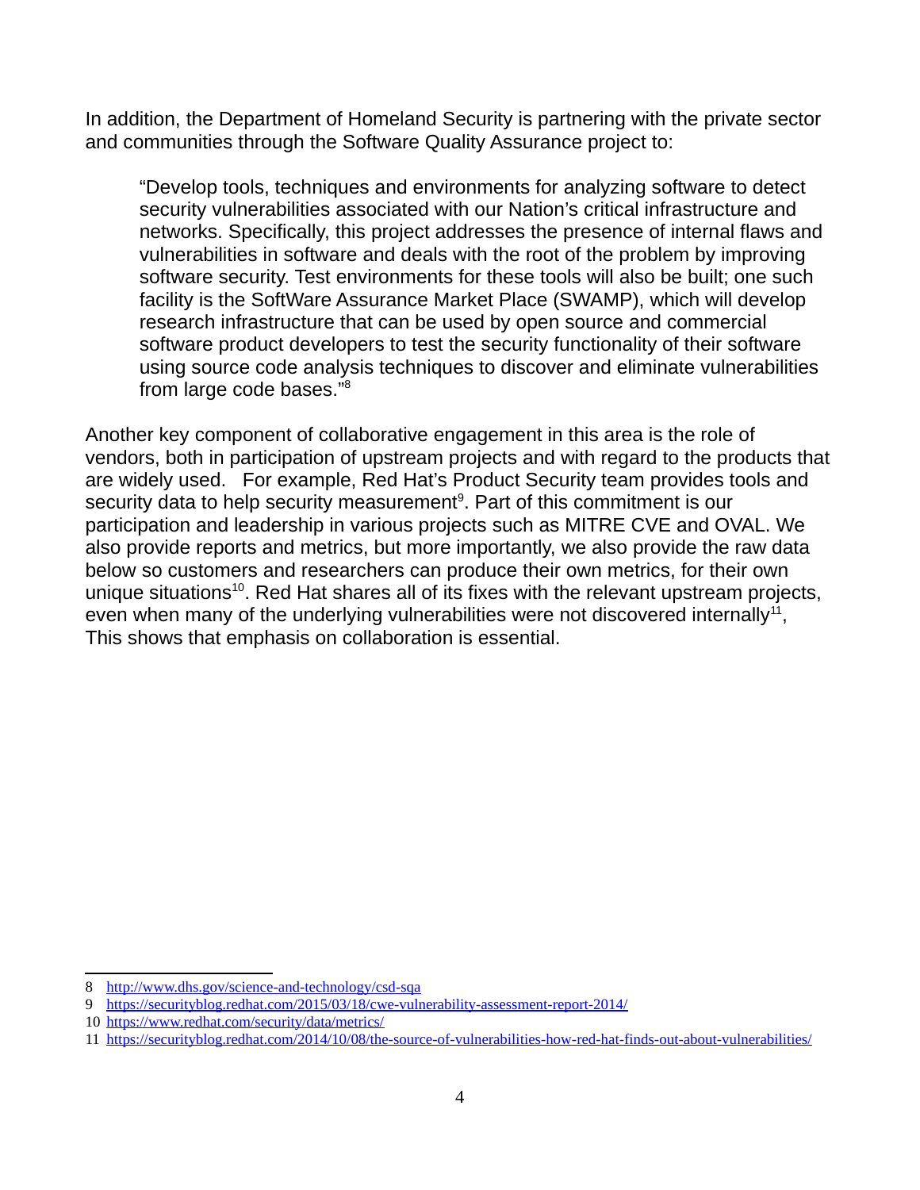In addition, the Department of Homeland Security is partnering with the private sector and communities through the Software Quality Assurance project to:

> "Develop tools, techniques and environments for analyzing software to detect security vulnerabilities associated with our Nation's critical infrastructure and networks. Specifically, this project addresses the presence of internal flaws and vulnerabilities in software and deals with the root of the problem by improving software security. Test environments for these tools will also be built; one such facility is the SoftWare Assurance Market Place (SWAMP), which will develop research infrastructure that can be used by open source and commercial software product developers to test the security functionality of their software using source code analysis techniques to discover and eliminate vulnerabilities from large code bases."[8]

Another key component of collaborative engagement in this area is the role of vendors, both in participation of upstream projects and with regard to the products that are widely used. For example, Red Hat's Product Security team provides tools and security data to help security measurement[9]. Part of this commitment is our participation and leadership in various projects such as MITRE CVE and OVAL. We also provide reports and metrics, but more importantly, we also provide the raw data below so customers and researchers can produce their own metrics, for their own unique situations[10]. Red Hat shares all of its fixes with the relevant upstream projects, even when many of the underlying vulnerabilities were not discovered internally[11], This shows that emphasis on collaboration is essential.

---

8 http://www.dhs.gov/science-and-technology/csd-sqa

9 https://securityblog.redhat.com/2015/03/18/cwe-vulnerability-assessment-report-2014/

10 https://www.redhat.com/security/data/metrics/

11 https://securityblog.redhat.com/2014/10/08/the-source-of-vulnerabilities-how-red-hat-finds-out-about-vulnerabilities/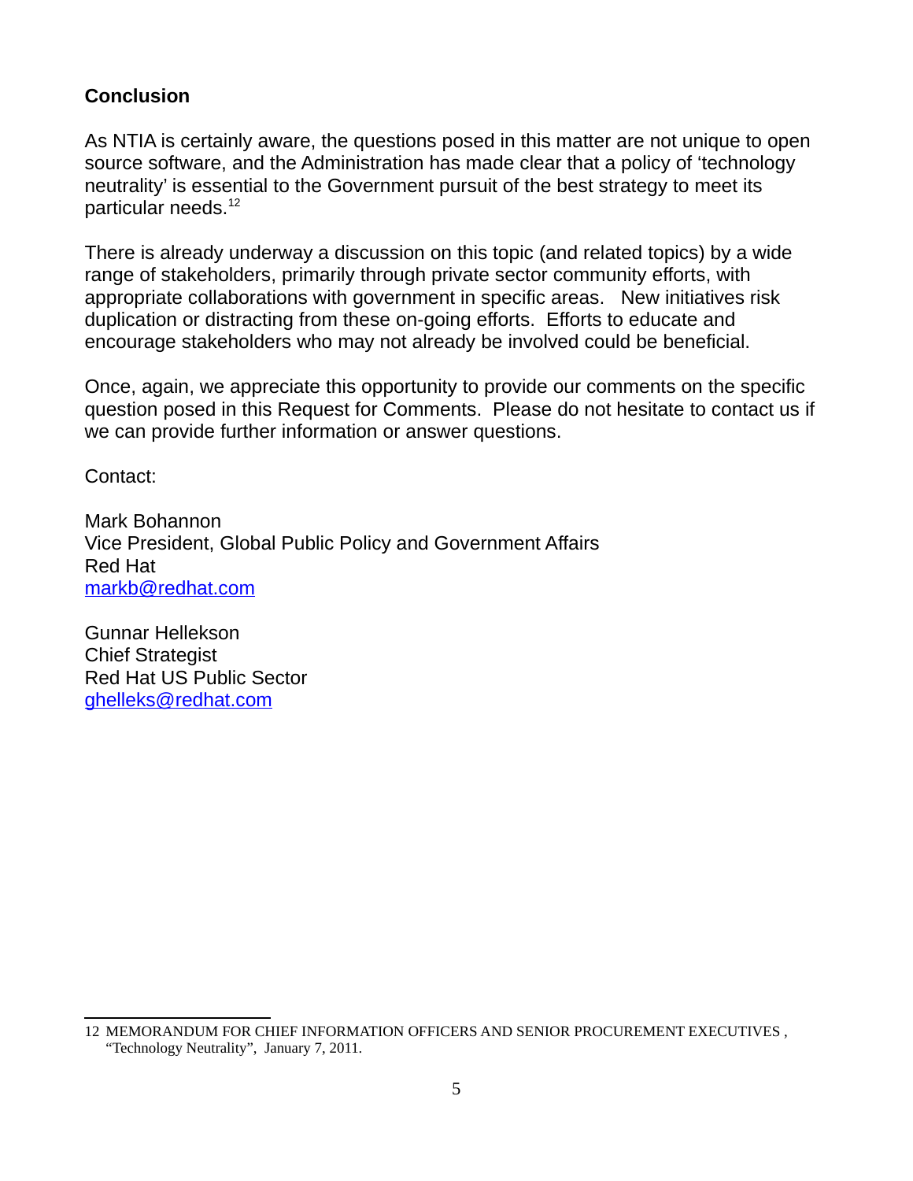## Conclusion

As NTIA is certainly aware, the questions posed in this matter are not unique to open source software, and the Administration has made clear that a policy of 'technology neutrality' is essential to the Government pursuit of the best strategy to meet its particular needs.[12]

There is already underway a discussion on this topic (and related topics) by a wide range of stakeholders, primarily through private sector community efforts, with appropriate collaborations with government in specific areas. New initiatives risk duplication or distracting from these on-going efforts. Efforts to educate and encourage stakeholders who may not already be involved could be beneficial.

Once, again, we appreciate this opportunity to provide our comments on the specific question posed in this Request for Comments. Please do not hesitate to contact us if we can provide further information or answer questions.

Contact:

Mark Bohannon
Vice President, Global Public Policy and Government Affairs
Red Hat
markb@redhat.com

Gunnar Hellekson
Chief Strategist
Red Hat US Public Sector
ghelleks@redhat.com

---

12 MEMORANDUM FOR CHIEF INFORMATION OFFICERS AND SENIOR PROCUREMENT EXECUTIVES , "Technology Neutrality", January 7, 2011.